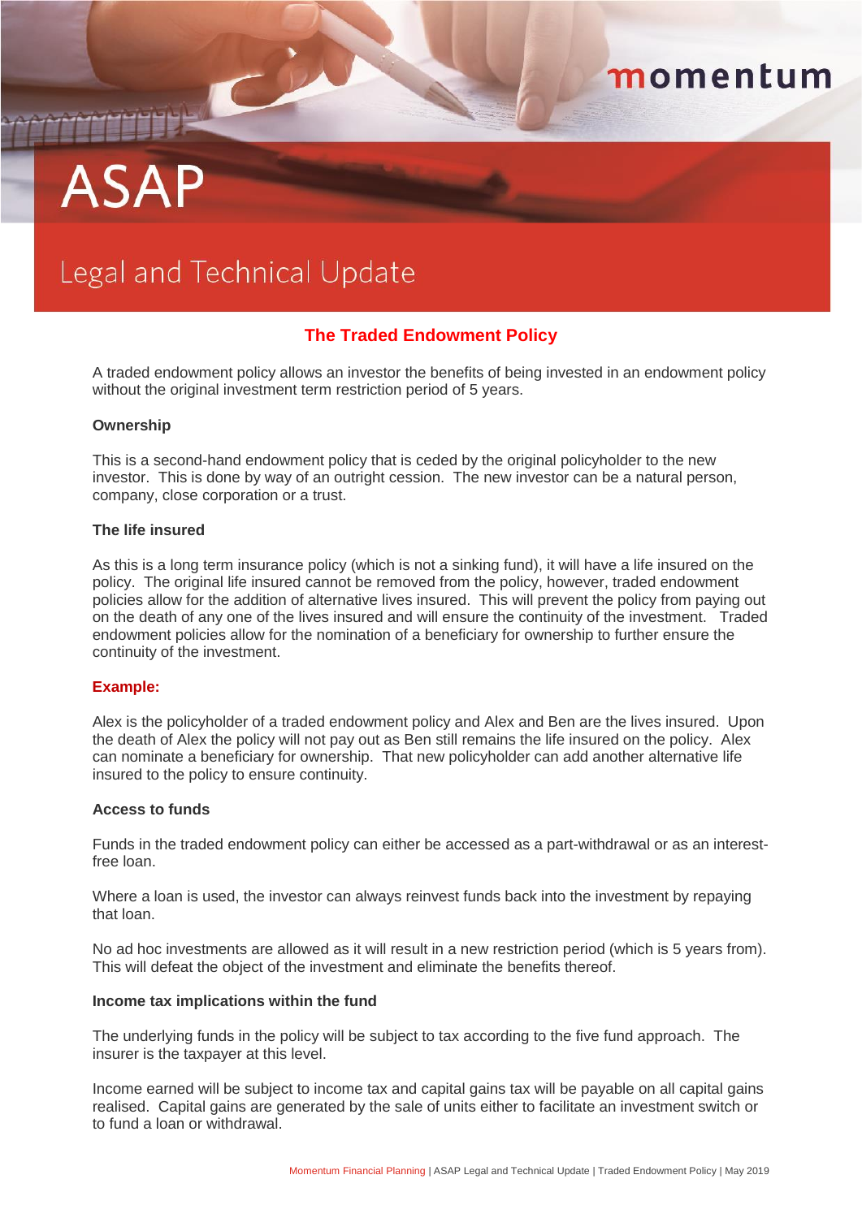# ASAP

## Legal and Technical Update

## The Traded Endowment Policy

A traded endowment policy allows an investor the benefits of being invested in an endowment policy without the original investment term restriction period of 5 years.

**Ownership**

This is a second-hand endowment policy that is ceded by the original policyholder to the new investor. This is done by way of an outright cession. The new investor can be a natural person, company, close corporation or a trust.

**The life insured**

As this is a long term insurance policy (which is not a sinking fund), it will have a life insured on the policy. The original life insured cannot be removed from the policy, however, traded endowment policies allow for the addition of alternative lives insured. This will prevent the policy from paying out on the death of any one of the lives insured and will ensure the continuity of the investment. Traded endowment policies allow for the nomination of a beneficiary for ownership to further ensure the continuity of the investment.

**Example:**

Alex is the policyholder of a traded endowment policy and Alex and Ben are the lives insured. Upon the death of Alex the policy will not pay out as Ben still remains the life insured on the policy. Alex can nominate a beneficiary for ownership. That new policyholder can add another alternative life insured to the policy to ensure continuity.

**Access to funds**

Funds in the traded endowment policy can either be accessed as a part-withdrawal or as an interest-free loan.

Where a loan is used, the investor can always reinvest funds back into the investment by repaying that loan.

No ad hoc investments are allowed as it will result in a new restriction period (which is 5 years from). This will defeat the object of the investment and eliminate the benefits thereof.

**Income tax implications within the fund**

The underlying funds in the policy will be subject to tax according to the five fund approach. The insurer is the taxpayer at this level.

Income earned will be subject to income tax and capital gains tax will be payable on all capital gains realised. Capital gains are generated by the sale of units either to facilitate an investment switch or to fund a loan or withdrawal.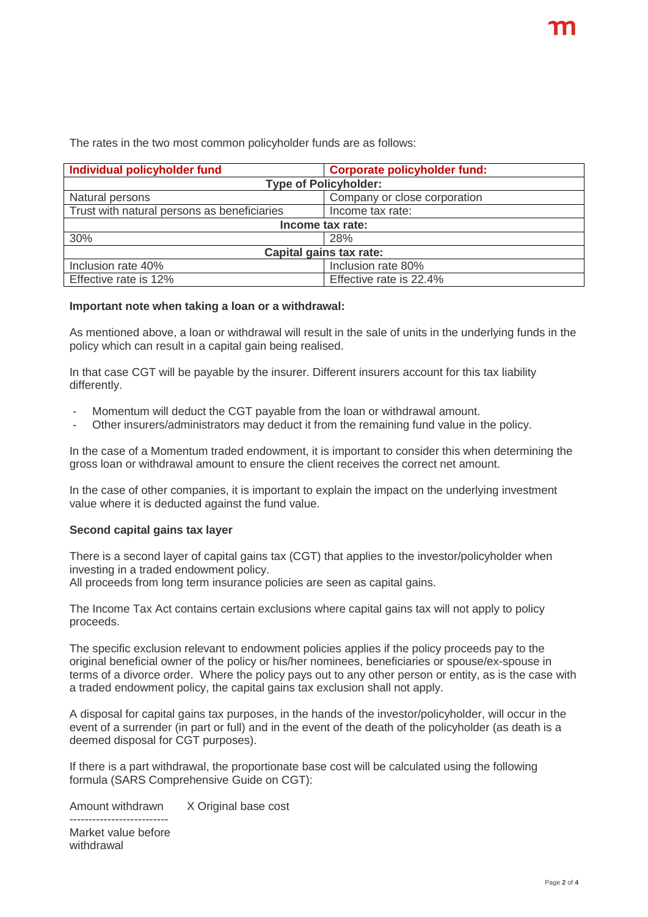The rates in the two most common policyholder funds are as follows:

| Individual policyholder fund | Corporate policyholder fund: |
| --- | --- |
| **Type of Policyholder:** | |
| Natural persons | Company or close corporation |
| Trust with natural persons as beneficiaries | Income tax rate: |
| **Income tax rate:** | |
| 30% | 28% |
| **Capital gains tax rate:** | |
| Inclusion rate 40% | Inclusion rate 80% |
| Effective rate is 12% | Effective rate is 22.4% |

**Important note when taking a loan or a withdrawal:**

As mentioned above, a loan or withdrawal will result in the sale of units in the underlying funds in the policy which can result in a capital gain being realised.

In that case CGT will be payable by the insurer. Different insurers account for this tax liability differently.

- Momentum will deduct the CGT payable from the loan or withdrawal amount.
- Other insurers/administrators may deduct it from the remaining fund value in the policy.

In the case of a Momentum traded endowment, it is important to consider this when determining the gross loan or withdrawal amount to ensure the client receives the correct net amount.

In the case of other companies, it is important to explain the impact on the underlying investment value where it is deducted against the fund value.

**Second capital gains tax layer**

There is a second layer of capital gains tax (CGT) that applies to the investor/policyholder when investing in a traded endowment policy.
All proceeds from long term insurance policies are seen as capital gains.

The Income Tax Act contains certain exclusions where capital gains tax will not apply to policy proceeds.

The specific exclusion relevant to endowment policies applies if the policy proceeds pay to the original beneficial owner of the policy or his/her nominees, beneficiaries or spouse/ex-spouse in terms of a divorce order. Where the policy pays out to any other person or entity, as is the case with a traded endowment policy, the capital gains tax exclusion shall not apply.

A disposal for capital gains tax purposes, in the hands of the investor/policyholder, will occur in the event of a surrender (in part or full) and in the event of the death of the policyholder (as death is a deemed disposal for CGT purposes).

If there is a part withdrawal, the proportionate base cost will be calculated using the following formula (SARS Comprehensive Guide on CGT):

$$\frac{\text{Amount withdrawn}}{\text{Market value before withdrawal}} \times \text{Original base cost}$$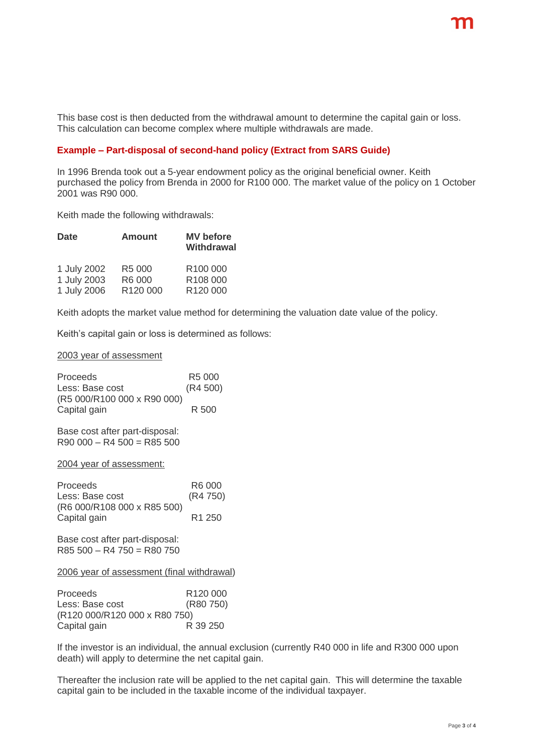This base cost is then deducted from the withdrawal amount to determine the capital gain or loss. This calculation can become complex where multiple withdrawals are made.

**Example – Part-disposal of second-hand policy (Extract from SARS Guide)**

In 1996 Brenda took out a 5-year endowment policy as the original beneficial owner. Keith purchased the policy from Brenda in 2000 for R100 000. The market value of the policy on 1 October 2001 was R90 000.

Keith made the following withdrawals:

| Date | Amount | MV before Withdrawal |
|---|---|---|
| 1 July 2002 | R5 000 | R100 000 |
| 1 July 2003 | R6 000 | R108 000 |
| 1 July 2006 | R120 000 | R120 000 |

Keith adopts the market value method for determining the valuation date value of the policy.

Keith's capital gain or loss is determined as follows:

<u>2003 year of assessment</u>

| | |
|---|---|
| Proceeds | R5 000 |
| Less: Base cost (R5 000/R100 000 x R90 000) | (R4 500) |
| Capital gain | R 500 |

Base cost after part-disposal:
R90 000 – R4 500 = R85 500

<u>2004 year of assessment:</u>

| | |
|---|---|
| Proceeds | R6 000 |
| Less: Base cost (R6 000/R108 000 x R85 500) | (R4 750) |
| Capital gain | R1 250 |

Base cost after part-disposal:
R85 500 – R4 750 = R80 750

<u>2006 year of assessment (final withdrawal)</u>

| | |
|---|---|
| Proceeds | R120 000 |
| Less: Base cost (R120 000/R120 000 x R80 750) | (R80 750) |
| Capital gain | R 39 250 |

If the investor is an individual, the annual exclusion (currently R40 000 in life and R300 000 upon death) will apply to determine the net capital gain.

Thereafter the inclusion rate will be applied to the net capital gain. This will determine the taxable capital gain to be included in the taxable income of the individual taxpayer.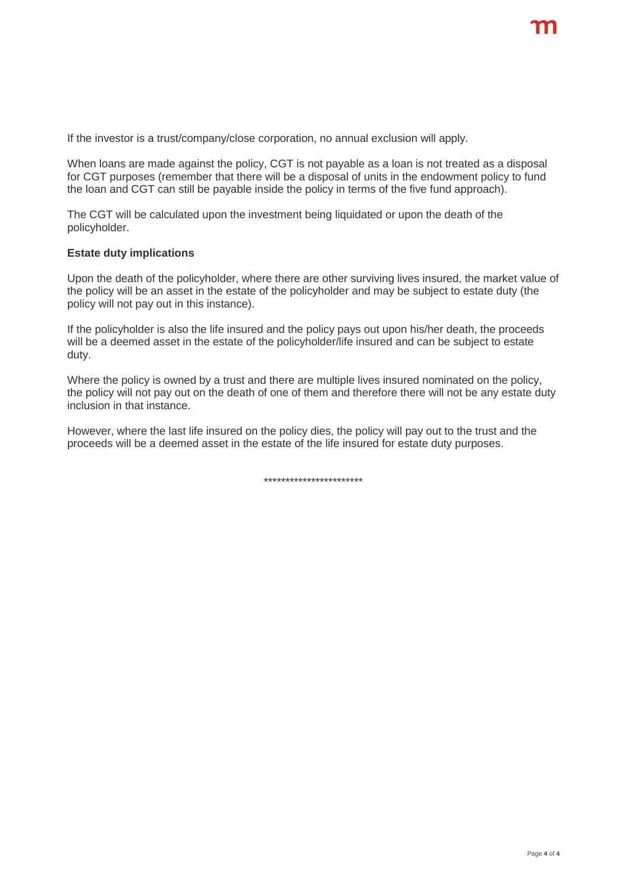If the investor is a trust/company/close corporation, no annual exclusion will apply.

When loans are made against the policy, CGT is not payable as a loan is not treated as a disposal for CGT purposes (remember that there will be a disposal of units in the endowment policy to fund the loan and CGT can still be payable inside the policy in terms of the five fund approach).

The CGT will be calculated upon the investment being liquidated or upon the death of the policyholder.

**Estate duty implications**

Upon the death of the policyholder, where there are other surviving lives insured, the market value of the policy will be an asset in the estate of the policyholder and may be subject to estate duty (the policy will not pay out in this instance).

If the policyholder is also the life insured and the policy pays out upon his/her death, the proceeds will be a deemed asset in the estate of the policyholder/life insured and can be subject to estate duty.

Where the policy is owned by a trust and there are multiple lives insured nominated on the policy, the policy will not pay out on the death of one of them and therefore there will not be any estate duty inclusion in that instance.

However, where the last life insured on the policy dies, the policy will pay out to the trust and the proceeds will be a deemed asset in the estate of the life insured for estate duty purposes.

***********************